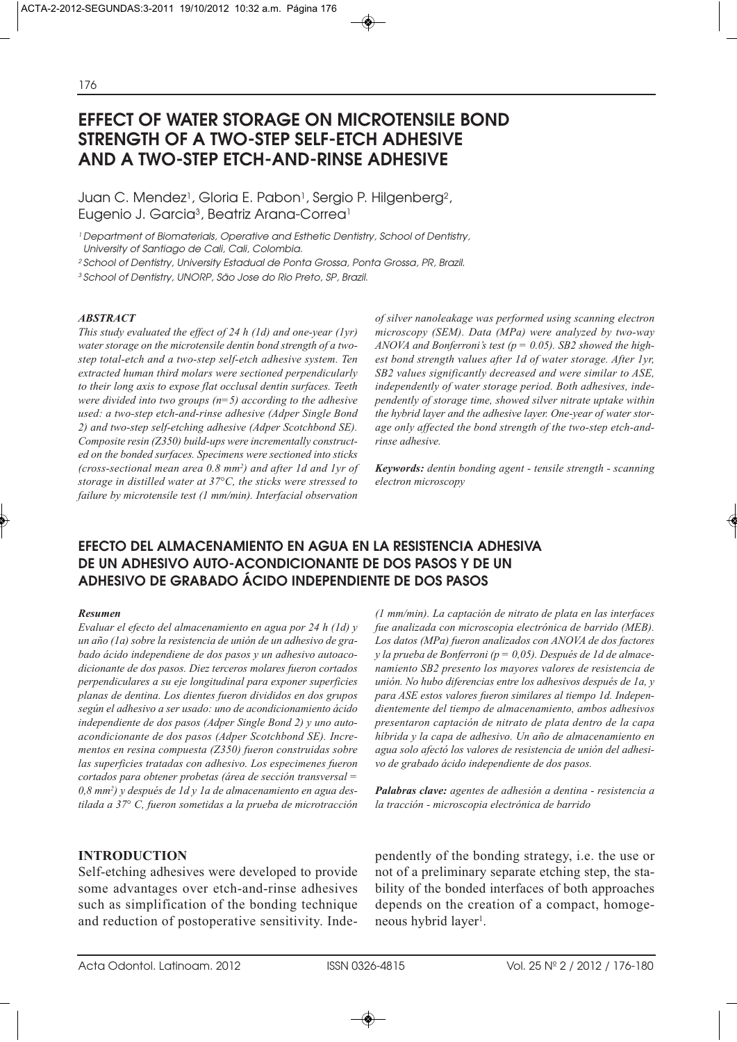# EFFECT OF WATER STORAGE ON MICROTENSILE BOND STRENGTH OF A TWO-STEP SELF-ETCH ADHESIVE AND A TWO-STEP ETCH-AND-RINSE ADHESIVE

Juan C. Mendez[1], Gloria E. Pabon[1], Sergio P. Hilgenberg[2], Eugenio J. Garcia[3], Beatriz Arana-Correa[1]

[1] Department of Biomaterials, Operative and Esthetic Dentistry, School of Dentistry, University of Santiago de Cali, Cali, Colombia.

[2] School of Dentistry, University Estadual de Ponta Grossa, Ponta Grossa, PR, Brazil.

[3] School of Dentistry, UNORP, São Jose do Rio Preto, SP, Brazil.

### *ABSTRACT*

*This study evaluated the effect of 24 h (1d) and one-year (1yr) water storage on the microtensile dentin bond strength of a two-step total-etch and a two-step self-etch adhesive system. Ten extracted human third molars were sectioned perpendicularly to their long axis to expose flat occlusal dentin surfaces. Teeth were divided into two groups (n=5) according to the adhesive used: a two-step etch-and-rinse adhesive (Adper Single Bond 2) and two-step self-etching adhesive (Adper Scotchbond SE). Composite resin (Z350) build-ups were incrementally constructed on the bonded surfaces. Specimens were sectioned into sticks (cross-sectional mean area 0.8 mm²) and after 1d and 1yr of storage in distilled water at 37°C, the sticks were stressed to failure by microtensile test (1 mm/min). Interfacial observation of silver nanoleakage was performed using scanning electron microscopy (SEM). Data (MPa) were analyzed by two-way ANOVA and Bonferroni's test (p = 0.05). SB2 showed the highest bond strength values after 1d of water storage. After 1yr, SB2 values significantly decreased and were similar to ASE, independently of water storage period. Both adhesives, independently of storage time, showed silver nitrate uptake within the hybrid layer and the adhesive layer. One-year of water storage only affected the bond strength of the two-step etch-and-rinse adhesive.*

***Keywords:*** *dentin bonding agent - tensile strength - scanning electron microscopy*

## EFECTO DEL ALMACENAMIENTO EN AGUA EN LA RESISTENCIA ADHESIVA DE UN ADHESIVO AUTO-ACONDICIONANTE DE DOS PASOS Y DE UN ADHESIVO DE GRABADO ÁCIDO INDEPENDIENTE DE DOS PASOS

### *Resumen*

*Evaluar el efecto del almacenamiento en agua por 24 h (1d) y un año (1a) sobre la resistencia de unión de un adhesivo de grabado ácido independiene de dos pasos y un adhesivo autoacondicionante de dos pasos. Diez terceros molares fueron cortados perpendiculares a su eje longitudinal para exponer superficies planas de dentina. Los dientes fueron divididos en dos grupos según el adhesivo a ser usado: uno de acondicionamiento ácido independiente de dos pasos (Adper Single Bond 2) y uno autoacondicionante de dos pasos (Adper Scotchbond SE). Incrementos en resina compuesta (Z350) fueron construidas sobre las superficies tratadas con adhesivo. Los especimenes fueron cortados para obtener probetas (área de sección transversal = 0,8 mm²) y después de 1d y 1a de almacenamiento en agua destilada a 37° C, fueron sometidas a la prueba de microtracción (1 mm/min). La captación de nitrato de plata en las interfaces fue analizada con microscopia electrónica de barrido (MEB). Los datos (MPa) fueron analizados con ANOVA de dos factores y la prueba de Bonferroni (p = 0,05). Después de 1d de almacenamiento SB2 presento los mayores valores de resistencia de unión. No hubo diferencias entre los adhesivos después de 1a, y para ASE estos valores fueron similares al tiempo 1d. Independientemente del tiempo de almacenamiento, ambos adhesivos presentaron captación de nitrato de plata dentro de la capa híbrida y la capa de adhesivo. Un año de almacenamiento en agua solo afectó los valores de resistencia de unión del adhesivo de grabado ácido independiente de dos pasos.*

***Palabras clave:*** *agentes de adhesión a dentina - resistencia a la tracción - microscopia electrónica de barrido*

## INTRODUCTION

Self-etching adhesives were developed to provide some advantages over etch-and-rinse adhesives such as simplification of the bonding technique and reduction of postoperative sensitivity. Independently of the bonding strategy, i.e. the use or not of a preliminary separate etching step, the stability of the bonded interfaces of both approaches depends on the creation of a compact, homogeneous hybrid layer[1].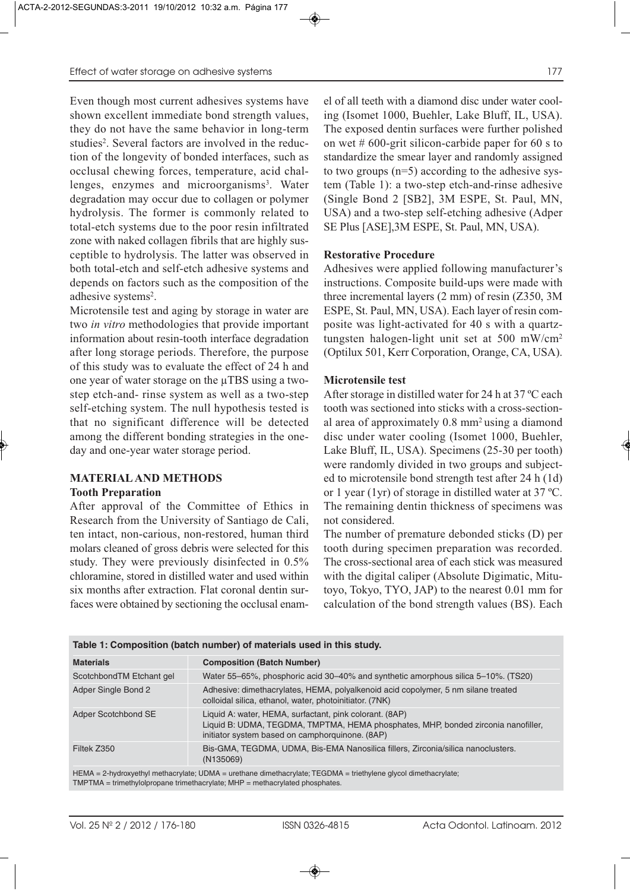Even though most current adhesives systems have shown excellent immediate bond strength values, they do not have the same behavior in long-term studies[2]. Several factors are involved in the reduction of the longevity of bonded interfaces, such as occlusal chewing forces, temperature, acid challenges, enzymes and microorganisms[3]. Water degradation may occur due to collagen or polymer hydrolysis. The former is commonly related to total-etch systems due to the poor resin infiltrated zone with naked collagen fibrils that are highly susceptible to hydrolysis. The latter was observed in both total-etch and self-etch adhesive systems and depends on factors such as the composition of the adhesive systems[2].

Microtensile test and aging by storage in water are two *in vitro* methodologies that provide important information about resin-tooth interface degradation after long storage periods. Therefore, the purpose of this study was to evaluate the effect of 24 h and one year of water storage on the µTBS using a two-step etch-and- rinse system as well as a two-step self-etching system. The null hypothesis tested is that no significant difference will be detected among the different bonding strategies in the one-day and one-year water storage period.

## MATERIAL AND METHODS

### Tooth Preparation

After approval of the Committee of Ethics in Research from the University of Santiago de Cali, ten intact, non-carious, non-restored, human third molars cleaned of gross debris were selected for this study. They were previously disinfected in 0.5% chloramine, stored in distilled water and used within six months after extraction. Flat coronal dentin surfaces were obtained by sectioning the occlusal enamel of all teeth with a diamond disc under water cooling (Isomet 1000, Buehler, Lake Bluff, IL, USA). The exposed dentin surfaces were further polished on wet # 600-grit silicon-carbide paper for 60 s to standardize the smear layer and randomly assigned to two groups (n=5) according to the adhesive system (Table 1): a two-step etch-and-rinse adhesive (Single Bond 2 [SB2], 3M ESPE, St. Paul, MN, USA) and a two-step self-etching adhesive (Adper SE Plus [ASE],3M ESPE, St. Paul, MN, USA).

### Restorative Procedure

Adhesives were applied following manufacturer's instructions. Composite build-ups were made with three incremental layers (2 mm) of resin (Z350, 3M ESPE, St. Paul, MN, USA). Each layer of resin composite was light-activated for 40 s with a quartz-tungsten halogen-light unit set at 500 mW/cm$^2$ (Optilux 501, Kerr Corporation, Orange, CA, USA).

### Microtensile test

After storage in distilled water for 24 h at 37 ºC each tooth was sectioned into sticks with a cross-sectional area of approximately 0.8 mm$^2$ using a diamond disc under water cooling (Isomet 1000, Buehler, Lake Bluff, IL, USA). Specimens (25-30 per tooth) were randomly divided in two groups and subjected to microtensile bond strength test after 24 h (1d) or 1 year (1yr) of storage in distilled water at 37 ºC. The remaining dentin thickness of specimens was not considered.

The number of premature debonded sticks (D) per tooth during specimen preparation was recorded. The cross-sectional area of each stick was measured with the digital caliper (Absolute Digimatic, Mitutoyo, Tokyo, TYO, JAP) to the nearest 0.01 mm for calculation of the bond strength values (BS). Each

**Table 1: Composition (batch number) of materials used in this study.**

| Materials | Composition (Batch Number) |
|---|---|
| ScotchbondTM Etchant gel | Water 55–65%, phosphoric acid 30–40% and synthetic amorphous silica 5–10%. (TS20) |
| Adper Single Bond 2 | Adhesive: dimethacrylates, HEMA, polyalkenoid acid copolymer, 5 nm silane treated colloidal silica, ethanol, water, photoinitiator. (7NK) |
| Adper Scotchbond SE | Liquid A: water, HEMA, surfactant, pink colorant. (8AP)<br>Liquid B: UDMA, TEGDMA, TMPTMA, HEMA phosphates, MHP, bonded zirconia nanofiller, initiator system based on camphorquinone. (8AP) |
| Filtek Z350 | Bis-GMA, TEGDMA, UDMA, Bis-EMA Nanosilica fillers, Zirconia/silica nanoclusters. (N135069) |

HEMA = 2-hydroxyethyl methacrylate; UDMA = urethane dimethacrylate; TEGDMA = triethylene glycol dimethacrylate; TMPTMA = trimethylolpropane trimethacrylate; MHP = methacrylated phosphates.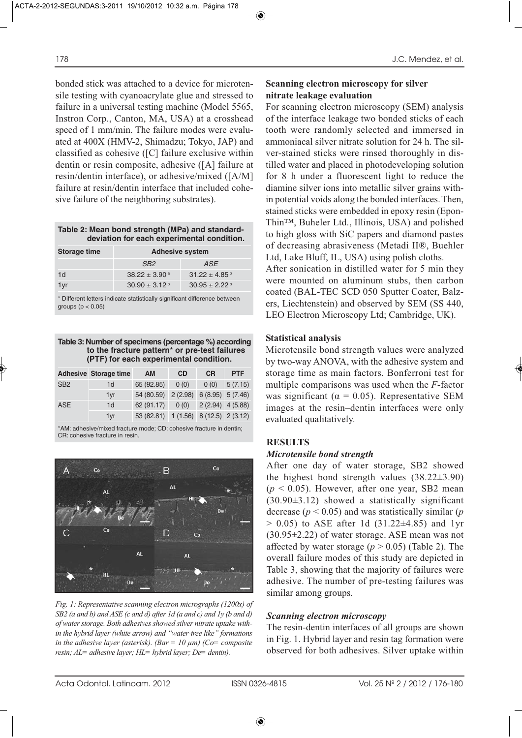bonded stick was attached to a device for microtensile testing with cyanoacrylate glue and stressed to failure in a universal testing machine (Model 5565, Instron Corp., Canton, MA, USA) at a crosshead speed of 1 mm/min. The failure modes were evaluated at 400X (HMV-2, Shimadzu; Tokyo, JAP) and classified as cohesive ([C] failure exclusive within dentin or resin composite, adhesive ([A] failure at resin/dentin interface), or adhesive/mixed ([A/M] failure at resin/dentin interface that included cohesive failure of the neighboring substrates).

**Table 2: Mean bond strength (MPa) and standard-deviation for each experimental condition.**

| Storage time | Adhesive system | |
|---|---|---|
| | *SB2* | *ASE* |
| 1d | 38.22 ± 3.90 [a] | 31.22 ± 4.85 [b] |
| 1yr | 30.90 ± 3.12 [b] | 30.95 ± 2.22 [b] |

\* Different letters indicate statistically significant difference between groups ($p < 0.05$)

**Table 3: Number of specimens (percentage %) according to the fracture pattern\* or pre-test failures (PTF) for each experimental condition.**

| Adhesive | Storage time | AM | CD | CR | PTF |
|---|---|---|---|---|---|
| SB2 | 1d | 65 (92.85) | 0 (0) | 0 (0) | 5 (7.15) |
| | 1yr | 54 (80.59) | 2 (2.98) | 6 (8.95) | 5 (7.46) |
| ASE | 1d | 62 (91.17) | 0 (0) | 2 (2.94) | 4 (5.88) |
| | 1yr | 53 (82.81) | 1 (1.56) | 8 (12.5) | 2 (3.12) |

\*AM: adhesive/mixed fracture mode; CD: cohesive fracture in dentin; CR: cohesive fracture in resin.

*Fig. 1: Representative scanning electron micrographs (1200x) of SB2 (a and b) and ASE (c and d) after 1d (a and c) and 1y (b and d) of water storage. Both adhesives showed silver nitrate uptake within the hybrid layer (white arrow) and "water-tree like" formations in the adhesive layer (asterisk). (Bar = 10 µm) (Co= composite resin; AL= adhesive layer; HL= hybrid layer; De= dentin).*

**Scanning electron microscopy for silver nitrate leakage evaluation**

For scanning electron microscopy (SEM) analysis of the interface leakage two bonded sticks of each tooth were randomly selected and immersed in ammoniacal silver nitrate solution for 24 h. The silver-stained sticks were rinsed thoroughly in distilled water and placed in photodeveloping solution for 8 h under a fluorescent light to reduce the diamine silver ions into metallic silver grains within potential voids along the bonded interfaces. Then, stained sticks were embedded in epoxy resin (Epon-Thin™, Buheler Ltd., Illinois, USA) and polished to high gloss with SiC papers and diamond pastes of decreasing abrasiveness (Metadi II®, Buehler Ltd, Lake Bluff, IL, USA) using polish cloths.

After sonication in distilled water for 5 min they were mounted on aluminum stubs, then carbon coated (BAL-TEC SCD 050 Sputter Coater, Balzers, Liechtenstein) and observed by SEM (SS 440, LEO Electron Microscopy Ltd; Cambridge, UK).

**Statistical analysis**

Microtensile bond strength values were analyzed by two-way ANOVA, with the adhesive system and storage time as main factors. Bonferroni test for multiple comparisons was used when the *F*-factor was significant ($\alpha = 0.05$). Representative SEM images at the resin–dentin interfaces were only evaluated qualitatively.

## RESULTS

### *Microtensile bond strength*

After one day of water storage, SB2 showed the highest bond strength values (38.22±3.90) ($p < 0.05$). However, after one year, SB2 mean (30.90±3.12) showed a statistically significant decrease ($p < 0.05$) and was statistically similar ($p > 0.05$) to ASE after 1d (31.22±4.85) and 1yr (30.95±2.22) of water storage. ASE mean was not affected by water storage ($p > 0.05$) (Table 2). The overall failure modes of this study are depicted in Table 3, showing that the majority of failures were adhesive. The number of pre-testing failures was similar among groups.

### *Scanning electron microscopy*

The resin-dentin interfaces of all groups are shown in Fig. 1. Hybrid layer and resin tag formation were observed for both adhesives. Silver uptake within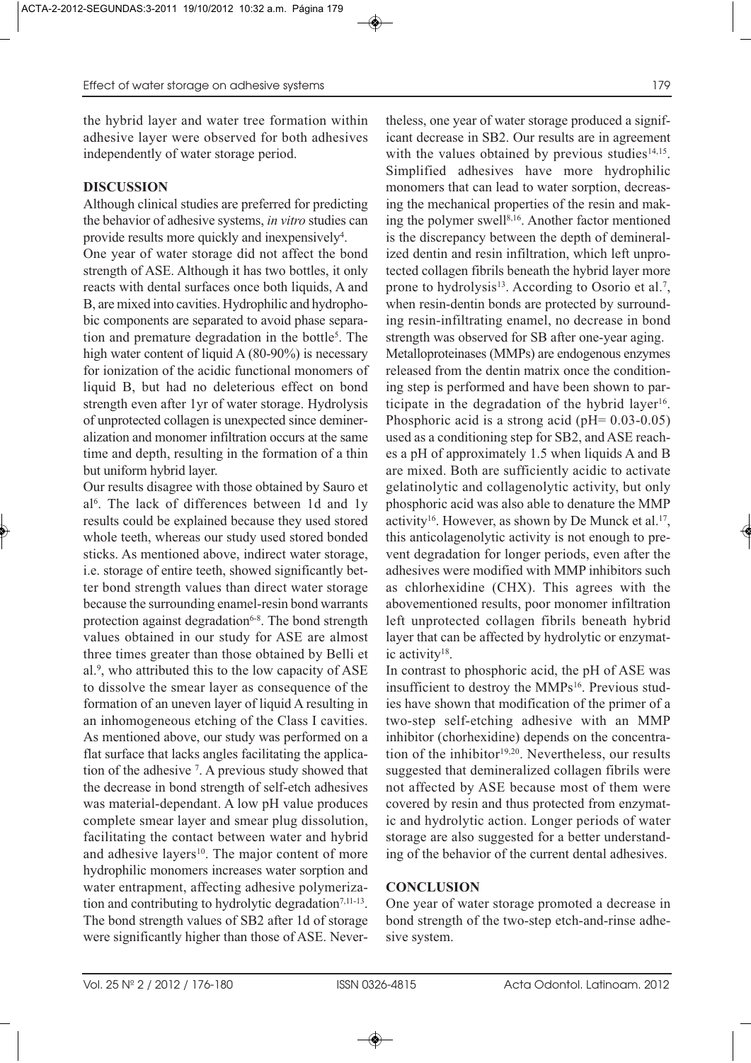the hybrid layer and water tree formation within adhesive layer were observed for both adhesives independently of water storage period.

## DISCUSSION

Although clinical studies are preferred for predicting the behavior of adhesive systems, *in vitro* studies can provide results more quickly and inexpensively[4].

One year of water storage did not affect the bond strength of ASE. Although it has two bottles, it only reacts with dental surfaces once both liquids, A and B, are mixed into cavities. Hydrophilic and hydrophobic components are separated to avoid phase separation and premature degradation in the bottle[5]. The high water content of liquid A (80-90%) is necessary for ionization of the acidic functional monomers of liquid B, but had no deleterious effect on bond strength even after 1yr of water storage. Hydrolysis of unprotected collagen is unexpected since demineralization and monomer infiltration occurs at the same time and depth, resulting in the formation of a thin but uniform hybrid layer.

Our results disagree with those obtained by Sauro et al[6]. The lack of differences between 1d and 1y results could be explained because they used stored whole teeth, whereas our study used stored bonded sticks. As mentioned above, indirect water storage, i.e. storage of entire teeth, showed significantly better bond strength values than direct water storage because the surrounding enamel-resin bond warrants protection against degradation[6-8]. The bond strength values obtained in our study for ASE are almost three times greater than those obtained by Belli et al.[9], who attributed this to the low capacity of ASE to dissolve the smear layer as consequence of the formation of an uneven layer of liquid A resulting in an inhomogeneous etching of the Class I cavities. As mentioned above, our study was performed on a flat surface that lacks angles facilitating the application of the adhesive [7]. A previous study showed that the decrease in bond strength of self-etch adhesives was material-dependant. A low pH value produces complete smear layer and smear plug dissolution, facilitating the contact between water and hybrid and adhesive layers[10]. The major content of more hydrophilic monomers increases water sorption and water entrapment, affecting adhesive polymerization and contributing to hydrolytic degradation[7,11-13].

The bond strength values of SB2 after 1d of storage were significantly higher than those of ASE. Nevertheless, one year of water storage produced a significant decrease in SB2. Our results are in agreement with the values obtained by previous studies[14,15]. Simplified adhesives have more hydrophilic monomers that can lead to water sorption, decreasing the mechanical properties of the resin and making the polymer swell[8,16]. Another factor mentioned is the discrepancy between the depth of demineralized dentin and resin infiltration, which left unprotected collagen fibrils beneath the hybrid layer more prone to hydrolysis[13]. According to Osorio et al.[7], when resin-dentin bonds are protected by surrounding resin-infiltrating enamel, no decrease in bond strength was observed for SB after one-year aging.

Metalloproteinases (MMPs) are endogenous enzymes released from the dentin matrix once the conditioning step is performed and have been shown to participate in the degradation of the hybrid layer[16]. Phosphoric acid is a strong acid (pH= 0.03-0.05) used as a conditioning step for SB2, and ASE reaches a pH of approximately 1.5 when liquids A and B are mixed. Both are sufficiently acidic to activate gelatinolytic and collagenolytic activity, but only phosphoric acid was also able to denature the MMP activity[16]. However, as shown by De Munck et al.[17], this anticolagenolytic activity is not enough to prevent degradation for longer periods, even after the adhesives were modified with MMP inhibitors such as chlorhexidine (CHX). This agrees with the abovementioned results, poor monomer infiltration left unprotected collagen fibrils beneath hybrid layer that can be affected by hydrolytic or enzymatic activity[18].

In contrast to phosphoric acid, the pH of ASE was insufficient to destroy the MMPs[16]. Previous studies have shown that modification of the primer of a two-step self-etching adhesive with an MMP inhibitor (chorhexidine) depends on the concentration of the inhibitor[19,20]. Nevertheless, our results suggested that demineralized collagen fibrils were not affected by ASE because most of them were covered by resin and thus protected from enzymatic and hydrolytic action. Longer periods of water storage are also suggested for a better understanding of the behavior of the current dental adhesives.

## CONCLUSION

One year of water storage promoted a decrease in bond strength of the two-step etch-and-rinse adhesive system.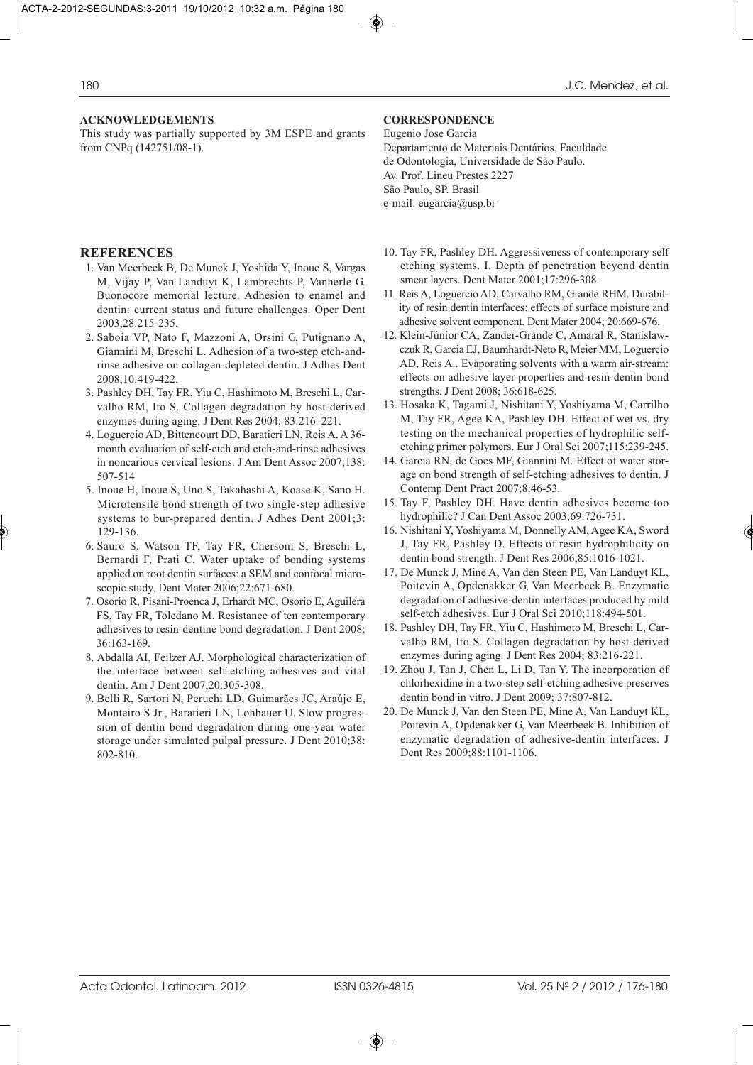## ACKNOWLEDGEMENTS

This study was partially supported by 3M ESPE and grants from CNPq (142751/08-1).

## CORRESPONDENCE

Eugenio Jose Garcia
Departamento de Materiais Dentários, Faculdade de Odontologia, Universidade de São Paulo.
Av. Prof. Lineu Prestes 2227
São Paulo, SP. Brasil
e-mail: eugarcia@usp.br

## REFERENCES

1. Van Meerbeek B, De Munck J, Yoshida Y, Inoue S, Vargas M, Vijay P, Van Landuyt K, Lambrechts P, Vanherle G. Buonocore memorial lecture. Adhesion to enamel and dentin: current status and future challenges. Oper Dent 2003;28:215-235.
2. Saboia VP, Nato F, Mazzoni A, Orsini G, Putignano A, Giannini M, Breschi L. Adhesion of a two-step etch-and-rinse adhesive on collagen-depleted dentin. J Adhes Dent 2008;10:419-422.
3. Pashley DH, Tay FR, Yiu C, Hashimoto M, Breschi L, Carvalho RM, Ito S. Collagen degradation by host-derived enzymes during aging. J Dent Res 2004; 83:216–221.
4. Loguercio AD, Bittencourt DD, Baratieri LN, Reis A. A 36-month evaluation of self-etch and etch-and-rinse adhesives in noncarious cervical lesions. J Am Dent Assoc 2007;138: 507-514
5. Inoue H, Inoue S, Uno S, Takahashi A, Koase K, Sano H. Microtensile bond strength of two single-step adhesive systems to bur-prepared dentin. J Adhes Dent 2001;3: 129-136.
6. Sauro S, Watson TF, Tay FR, Chersoni S, Breschi L, Bernardi F, Prati C. Water uptake of bonding systems applied on root dentin surfaces: a SEM and confocal microscopic study. Dent Mater 2006;22:671-680.
7. Osorio R, Pisani-Proenca J, Erhardt MC, Osorio E, Aguilera FS, Tay FR, Toledano M. Resistance of ten contemporary adhesives to resin-dentine bond degradation. J Dent 2008; 36:163-169.
8. Abdalla AI, Feilzer AJ. Morphological characterization of the interface between self-etching adhesives and vital dentin. Am J Dent 2007;20:305-308.
9. Belli R, Sartori N, Peruchi LD, Guimarães JC, Araújo E, Monteiro S Jr., Baratieri LN, Lohbauer U. Slow progression of dentin bond degradation during one-year water storage under simulated pulpal pressure. J Dent 2010;38: 802-810.
10. Tay FR, Pashley DH. Aggressiveness of contemporary self etching systems. I. Depth of penetration beyond dentin smear layers. Dent Mater 2001;17:296-308.
11. Reis A, Loguercio AD, Carvalho RM, Grande RHM. Durability of resin dentin interfaces: effects of surface moisture and adhesive solvent component. Dent Mater 2004; 20:669-676.
12. Klein-Júnior CA, Zander-Grande C, Amaral R, Stanislawczuk R, Garcia EJ, Baumhardt-Neto R, Meier MM, Loguercio AD, Reis A.. Evaporating solvents with a warm air-stream: effects on adhesive layer properties and resin-dentin bond strengths. J Dent 2008; 36:618-625.
13. Hosaka K, Tagami J, Nishitani Y, Yoshiyama M, Carrilho M, Tay FR, Agee KA, Pashley DH. Effect of wet vs. dry testing on the mechanical properties of hydrophilic self-etching primer polymers. Eur J Oral Sci 2007;115:239-245.
14. Garcia RN, de Goes MF, Giannini M. Effect of water storage on bond strength of self-etching adhesives to dentin. J Contemp Dent Pract 2007;8:46-53.
15. Tay F, Pashley DH. Have dentin adhesives become too hydrophilic? J Can Dent Assoc 2003;69:726-731.
16. Nishitani Y, Yoshiyama M, Donnelly AM, Agee KA, Sword J, Tay FR, Pashley D. Effects of resin hydrophilicity on dentin bond strength. J Dent Res 2006;85:1016-1021.
17. De Munck J, Mine A, Van den Steen PE, Van Landuyt KL, Poitevin A, Opdenakker G, Van Meerbeek B. Enzymatic degradation of adhesive-dentin interfaces produced by mild self-etch adhesives. Eur J Oral Sci 2010;118:494-501.
18. Pashley DH, Tay FR, Yiu C, Hashimoto M, Breschi L, Carvalho RM, Ito S. Collagen degradation by host-derived enzymes during aging. J Dent Res 2004; 83:216-221.
19. Zhou J, Tan J, Chen L, Li D, Tan Y. The incorporation of chlorhexidine in a two-step self-etching adhesive preserves dentin bond in vitro. J Dent 2009; 37:807-812.
20. De Munck J, Van den Steen PE, Mine A, Van Landuyt KL, Poitevin A, Opdenakker G, Van Meerbeek B. Inhibition of enzymatic degradation of adhesive-dentin interfaces. J Dent Res 2009;88:1101-1106.